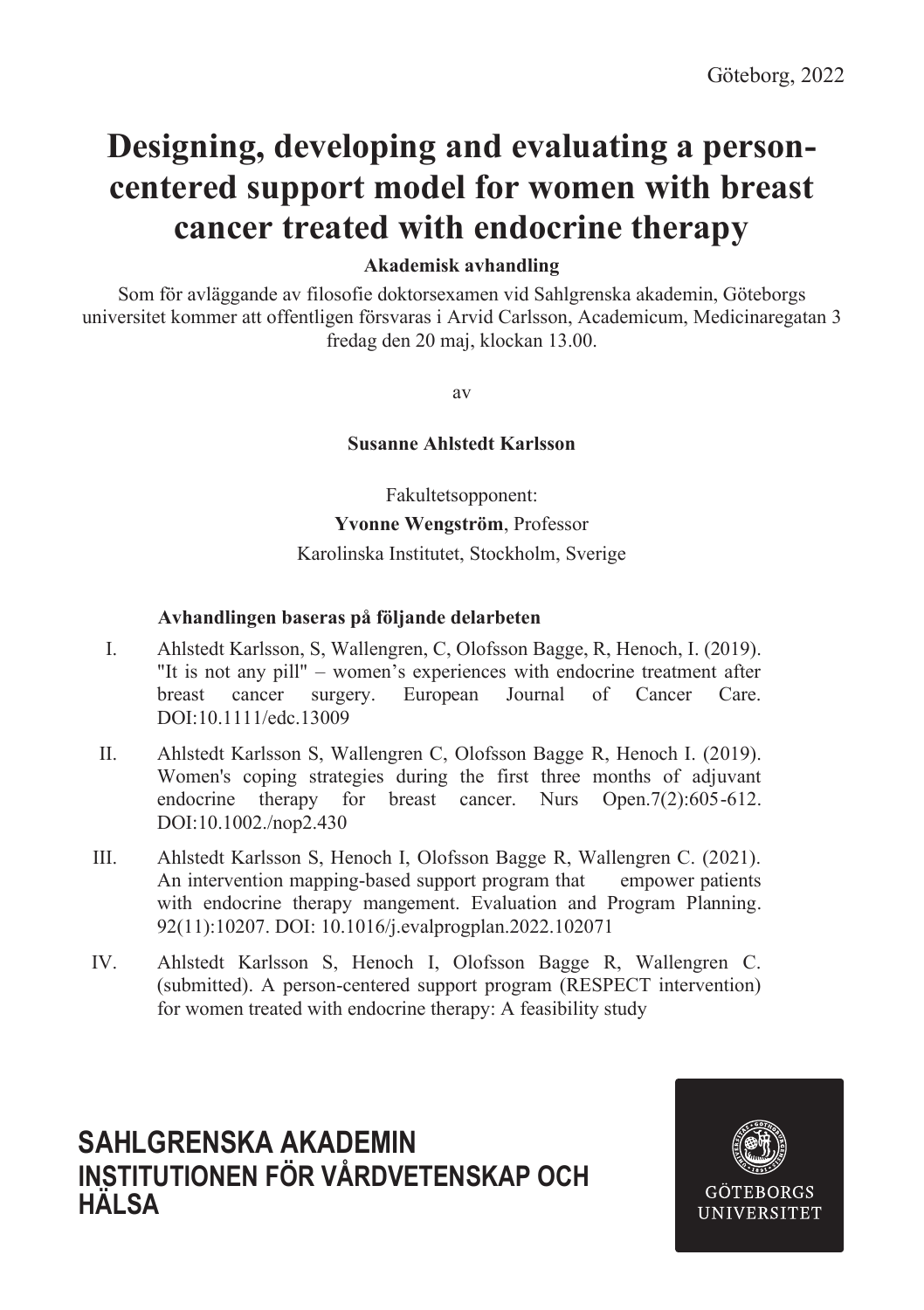Göteborg, 2022

# Designing, developing and evaluating a person-centered support model for women with breast cancer treated with endocrine therapy

**Akademisk avhandling**

Som för avläggande av filosofie doktorsexamen vid Sahlgrenska akademin, Göteborgs universitet kommer att offentligen försvaras i Arvid Carlsson, Academicum, Medicinaregatan 3 fredag den 20 maj, klockan 13.00.

av

**Susanne Ahlstedt Karlsson**

Fakultetsopponent:

**Yvonne Wengström**, Professor

Karolinska Institutet, Stockholm, Sverige

**Avhandlingen baseras på följande delarbeten**

I. Ahlstedt Karlsson, S, Wallengren, C, Olofsson Bagge, R, Henoch, I. (2019). "It is not any pill" – women's experiences with endocrine treatment after breast cancer surgery. European Journal of Cancer Care. DOI:10.1111/edc.13009

II. Ahlstedt Karlsson S, Wallengren C, Olofsson Bagge R, Henoch I. (2019). Women's coping strategies during the first three months of adjuvant endocrine therapy for breast cancer. Nurs Open.7(2):605-612. DOI:10.1002./nop2.430

III. Ahlstedt Karlsson S, Henoch I, Olofsson Bagge R, Wallengren C. (2021). An intervention mapping-based support program that empower patients with endocrine therapy mangement. Evaluation and Program Planning. 92(11):10207. DOI: 10.1016/j.evalprogplan.2022.102071

IV. Ahlstedt Karlsson S, Henoch I, Olofsson Bagge R, Wallengren C. (submitted). A person-centered support program (RESPECT intervention) for women treated with endocrine therapy: A feasibility study

**SAHLGRENSKA AKADEMIN**
**INSTITUTIONEN FÖR VÅRDVETENSKAP OCH HÄLSA**

GÖTEBORGS UNIVERSITET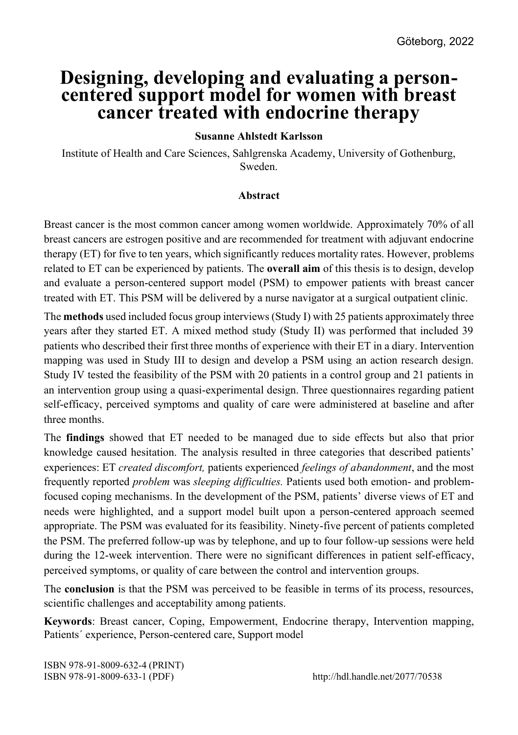Göteborg, 2022

# Designing, developing and evaluating a person-centered support model for women with breast cancer treated with endocrine therapy

**Susanne Ahlstedt Karlsson**

Institute of Health and Care Sciences, Sahlgrenska Academy, University of Gothenburg, Sweden.

## Abstract

Breast cancer is the most common cancer among women worldwide. Approximately 70% of all breast cancers are estrogen positive and are recommended for treatment with adjuvant endocrine therapy (ET) for five to ten years, which significantly reduces mortality rates. However, problems related to ET can be experienced by patients. The **overall aim** of this thesis is to design, develop and evaluate a person-centered support model (PSM) to empower patients with breast cancer treated with ET. This PSM will be delivered by a nurse navigator at a surgical outpatient clinic.

The **methods** used included focus group interviews (Study I) with 25 patients approximately three years after they started ET. A mixed method study (Study II) was performed that included 39 patients who described their first three months of experience with their ET in a diary. Intervention mapping was used in Study III to design and develop a PSM using an action research design. Study IV tested the feasibility of the PSM with 20 patients in a control group and 21 patients in an intervention group using a quasi-experimental design. Three questionnaires regarding patient self-efficacy, perceived symptoms and quality of care were administered at baseline and after three months.

The **findings** showed that ET needed to be managed due to side effects but also that prior knowledge caused hesitation. The analysis resulted in three categories that described patients' experiences: ET *created discomfort,* patients experienced *feelings of abandonment*, and the most frequently reported *problem* was *sleeping difficulties.* Patients used both emotion- and problem-focused coping mechanisms. In the development of the PSM, patients' diverse views of ET and needs were highlighted, and a support model built upon a person-centered approach seemed appropriate. The PSM was evaluated for its feasibility. Ninety-five percent of patients completed the PSM. The preferred follow-up was by telephone, and up to four follow-up sessions were held during the 12-week intervention. There were no significant differences in patient self-efficacy, perceived symptoms, or quality of care between the control and intervention groups.

The **conclusion** is that the PSM was perceived to be feasible in terms of its process, resources, scientific challenges and acceptability among patients.

**Keywords**: Breast cancer, Coping, Empowerment, Endocrine therapy, Intervention mapping, Patients´ experience, Person-centered care, Support model

ISBN 978-91-8009-632-4 (PRINT)
ISBN 978-91-8009-633-1 (PDF)

http://hdl.handle.net/2077/70538